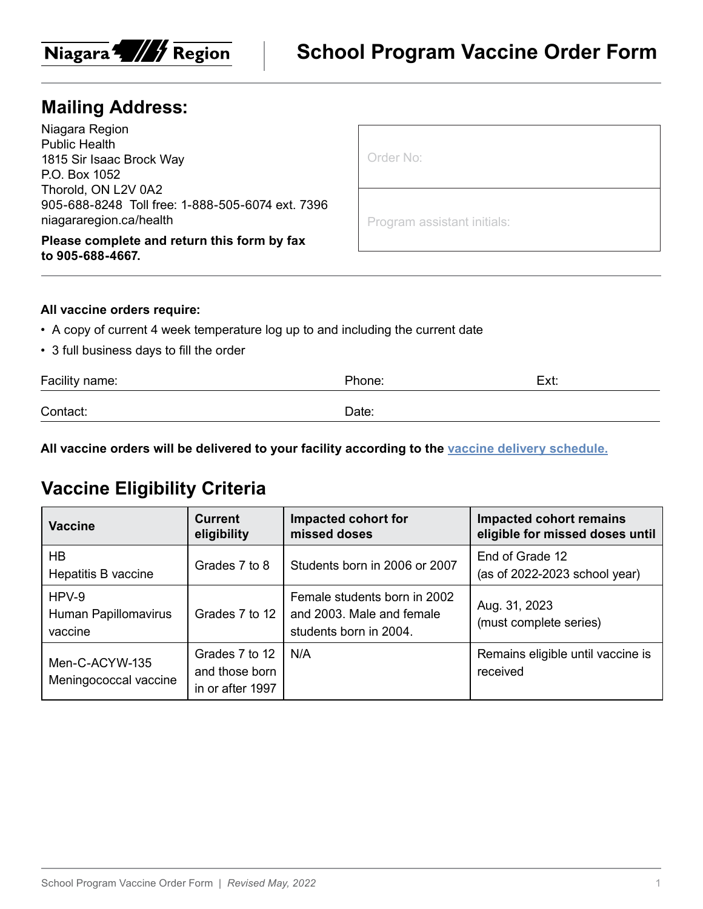Niagara Region

# School Program Vaccine Order Form

## Mailing Address:

Niagara Region
Public Health
1815 Sir Isaac Brock Way
P.O. Box 1052
Thorold, ON L2V 0A2
905-688-8248 Toll free: 1-888-505-6074 ext. 7396
niagararegion.ca/health

**Please complete and return this form by fax to 905-688-4667.**

| Order No: |
|---|
| Program assistant initials: |

**All vaccine orders require:**

- A copy of current 4 week temperature log up to and including the current date
- 3 full business days to fill the order

Facility name: Phone: Ext:

Contact: Date:

**All vaccine orders will be delivered to your facility according to the vaccine delivery schedule.**

## Vaccine Eligibility Criteria

| Vaccine | Current eligibility | Impacted cohort for missed doses | Impacted cohort remains eligible for missed doses until |
|---|---|---|---|
| HB Hepatitis B vaccine | Grades 7 to 8 | Students born in 2006 or 2007 | End of Grade 12 (as of 2022-2023 school year) |
| HPV-9 Human Papillomavirus vaccine | Grades 7 to 12 | Female students born in 2002 and 2003. Male and female students born in 2004. | Aug. 31, 2023 (must complete series) |
| Men-C-ACYW-135 Meningococcal vaccine | Grades 7 to 12 and those born in or after 1997 | N/A | Remains eligible until vaccine is received |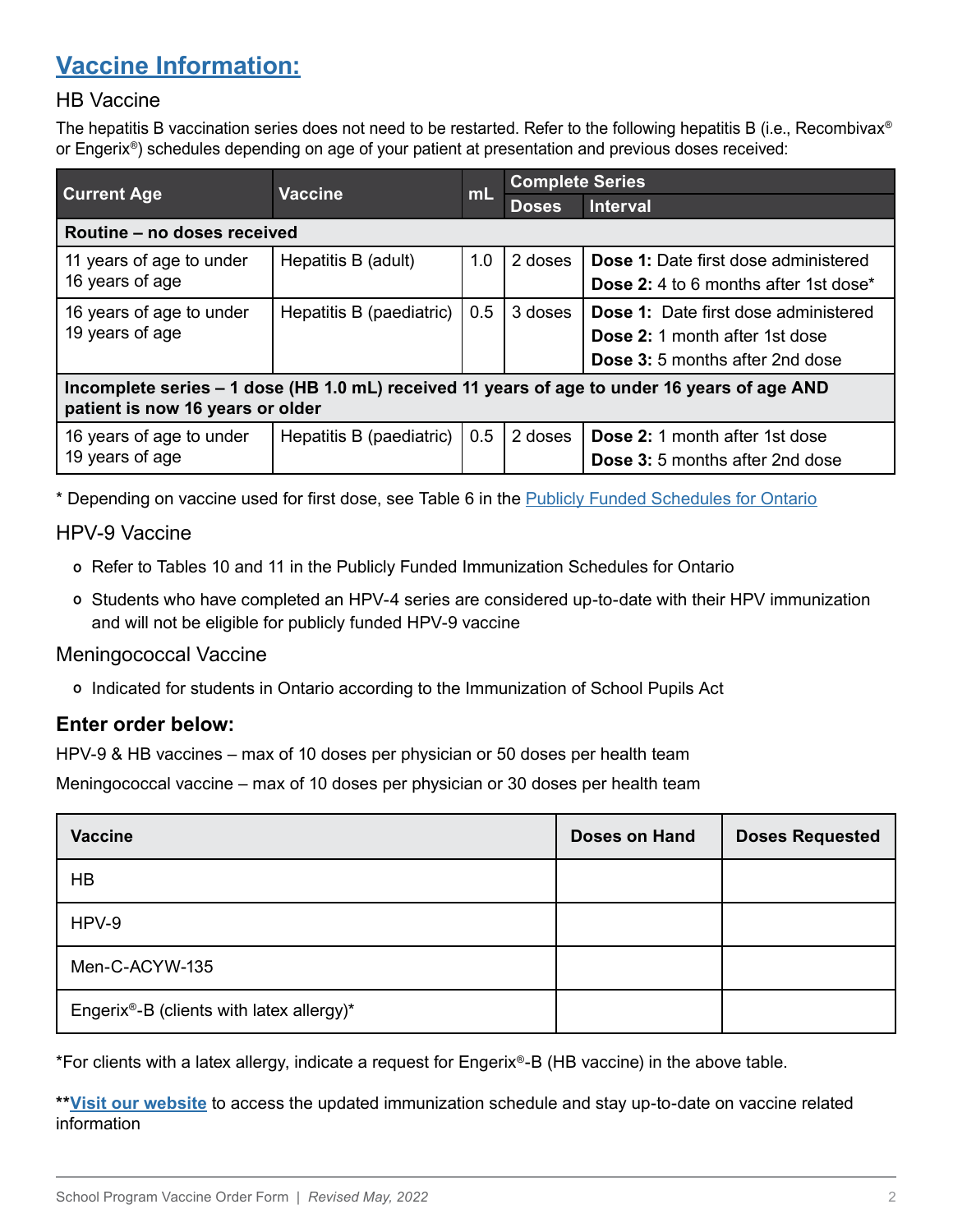## Vaccine Information:

### HB Vaccine

The hepatitis B vaccination series does not need to be restarted. Refer to the following hepatitis B (i.e., Recombivax® or Engerix®) schedules depending on age of your patient at presentation and previous doses received:

| Current Age | Vaccine | mL | Complete Series | |
|---|---|---|---|---|
| | | | **Doses** | **Interval** |
| **Routine – no doses received** | | | | |
| 11 years of age to under 16 years of age | Hepatitis B (adult) | 1.0 | 2 doses | **Dose 1:** Date first dose administered<br>**Dose 2:** 4 to 6 months after 1st dose* |
| 16 years of age to under 19 years of age | Hepatitis B (paediatric) | 0.5 | 3 doses | **Dose 1:** Date first dose administered<br>**Dose 2:** 1 month after 1st dose<br>**Dose 3:** 5 months after 2nd dose |
| **Incomplete series – 1 dose (HB 1.0 mL) received 11 years of age to under 16 years of age AND patient is now 16 years or older** | | | | |
| 16 years of age to under 19 years of age | Hepatitis B (paediatric) | 0.5 | 2 doses | **Dose 2:** 1 month after 1st dose<br>**Dose 3:** 5 months after 2nd dose |

\* Depending on vaccine used for first dose, see Table 6 in the Publicly Funded Schedules for Ontario

### HPV-9 Vaccine

- Refer to Tables 10 and 11 in the Publicly Funded Immunization Schedules for Ontario
- Students who have completed an HPV-4 series are considered up-to-date with their HPV immunization and will not be eligible for publicly funded HPV-9 vaccine

### Meningococcal Vaccine

- Indicated for students in Ontario according to the Immunization of School Pupils Act

### Enter order below:

HPV-9 & HB vaccines – max of 10 doses per physician or 50 doses per health team

Meningococcal vaccine – max of 10 doses per physician or 30 doses per health team

| Vaccine | Doses on Hand | Doses Requested |
|---|---|---|
| HB | | |
| HPV-9 | | |
| Men-C-ACYW-135 | | |
| Engerix®-B (clients with latex allergy)* | | |

*For clients with a latex allergy, indicate a request for Engerix®-B (HB vaccine) in the above table.

****Visit our website** to access the updated immunization schedule and stay up-to-date on vaccine related information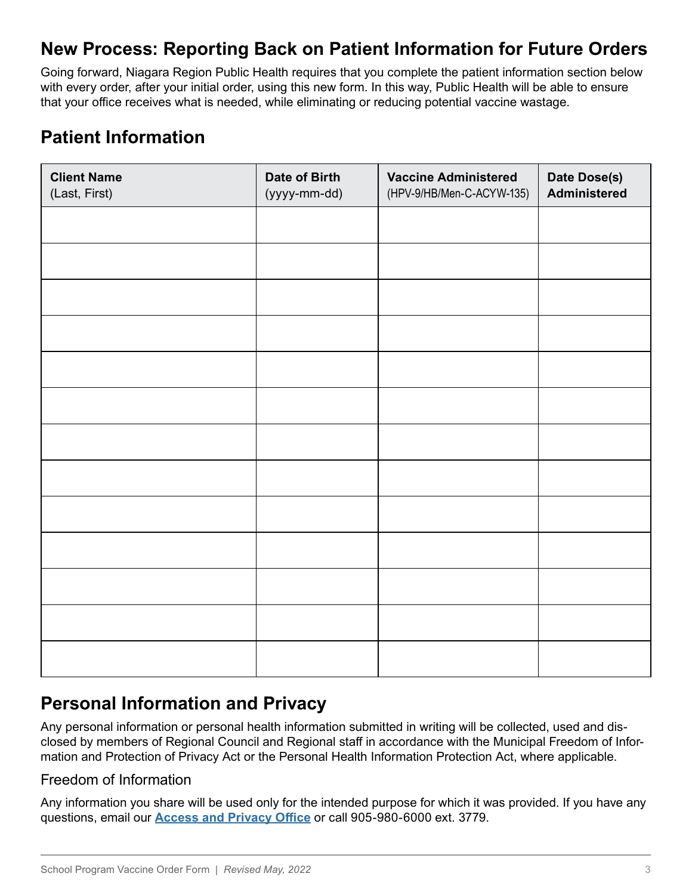## New Process: Reporting Back on Patient Information for Future Orders

Going forward, Niagara Region Public Health requires that you complete the patient information section below with every order, after your initial order, using this new form. In this way, Public Health will be able to ensure that your office receives what is needed, while eliminating or reducing potential vaccine wastage.

## Patient Information

| **Client Name** (Last, First) | **Date of Birth** (yyyy-mm-dd) | **Vaccine Administered** (HPV-9/HB/Men-C-ACYW-135) | **Date Dose(s) Administered** |
|---|---|---|---|
| | | | |
| | | | |
| | | | |
| | | | |
| | | | |
| | | | |
| | | | |
| | | | |
| | | | |
| | | | |
| | | | |
| | | | |
| | | | |

## Personal Information and Privacy

Any personal information or personal health information submitted in writing will be collected, used and disclosed by members of Regional Council and Regional staff in accordance with the Municipal Freedom of Information and Protection of Privacy Act or the Personal Health Information Protection Act, where applicable.

### Freedom of Information

Any information you share will be used only for the intended purpose for which it was provided. If you have any questions, email our **Access and Privacy Office** or call 905-980-6000 ext. 3779.